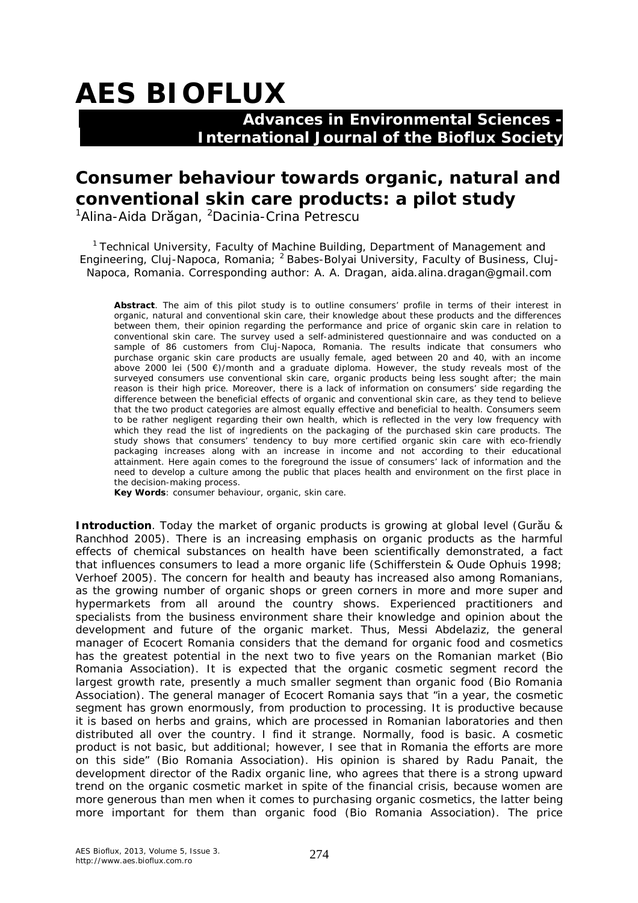# AES BIOFLUX

**Advances in Environmental Sciences - International Journal of the Bioflux Society**

## Consumer behaviour towards organic, natural and conventional skin care products: a pilot study

[1]Alina-Aida Drăgan, [2]Dacinia-Crina Petrescu

[1] Technical University, Faculty of Machine Building, Department of Management and Engineering, Cluj-Napoca, Romania; [2] Babes-Bolyai University, Faculty of Business, Cluj-Napoca, Romania. Corresponding author: A. A. Dragan, aida.alina.dragan@gmail.com

**Abstract**. The aim of this pilot study is to outline consumers' profile in terms of their interest in organic, natural and conventional skin care, their knowledge about these products and the differences between them, their opinion regarding the performance and price of organic skin care in relation to conventional skin care. The survey used a self-administered questionnaire and was conducted on a sample of 86 customers from Cluj-Napoca, Romania. The results indicate that consumers who purchase organic skin care products are usually female, aged between 20 and 40, with an income above 2000 lei (500 €)/month and a graduate diploma. However, the study reveals most of the surveyed consumers use conventional skin care, organic products being less sought after; the main reason is their high price. Moreover, there is a lack of information on consumers' side regarding the difference between the beneficial effects of organic and conventional skin care, as they tend to believe that the two product categories are almost equally effective and beneficial to health. Consumers seem to be rather negligent regarding their own health, which is reflected in the very low frequency with which they read the list of ingredients on the packaging of the purchased skin care products. The study shows that consumers' tendency to buy more certified organic skin care with eco-friendly packaging increases along with an increase in income and not according to their educational attainment. Here again comes to the foreground the issue of consumers' lack of information and the need to develop a culture among the public that places health and environment on the first place in the decision-making process.

**Key Words**: consumer behaviour, organic, skin care.

**Introduction**. Today the market of organic products is growing at global level (Gurău & Ranchhod 2005). There is an increasing emphasis on organic products as the harmful effects of chemical substances on health have been scientifically demonstrated, a fact that influences consumers to lead a more organic life (Schifferstein & Oude Ophuis 1998; Verhoef 2005). The concern for health and beauty has increased also among Romanians, as the growing number of organic shops or green corners in more and more super and hypermarkets from all around the country shows. Experienced practitioners and specialists from the business environment share their knowledge and opinion about the development and future of the organic market. Thus, Messi Abdelaziz, the general manager of Ecocert Romania considers that the demand for organic food and cosmetics has the greatest potential in the next two to five years on the Romanian market (Bio Romania Association). It is expected that the organic cosmetic segment record the largest growth rate, presently a much smaller segment than organic food (Bio Romania Association). The general manager of Ecocert Romania says that "in a year, the cosmetic segment has grown enormously, from production to processing. It is productive because it is based on herbs and grains, which are processed in Romanian laboratories and then distributed all over the country. I find it strange. Normally, food is basic. A cosmetic product is not basic, but additional; however, I see that in Romania the efforts are more on this side" (Bio Romania Association). His opinion is shared by Radu Panait, the development director of the Radix organic line, who agrees that there is a strong upward trend on the organic cosmetic market in spite of the financial crisis, because women are more generous than men when it comes to purchasing organic cosmetics, the latter being more important for them than organic food (Bio Romania Association). The price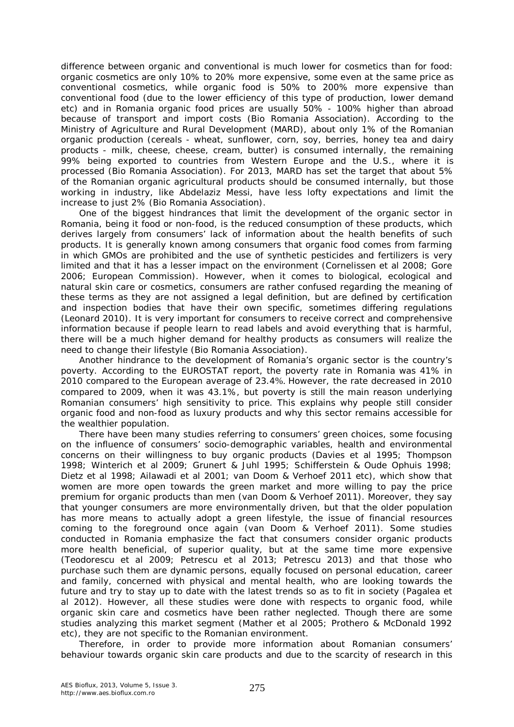difference between organic and conventional is much lower for cosmetics than for food: organic cosmetics are only 10% to 20% more expensive, some even at the same price as conventional cosmetics, while organic food is 50% to 200% more expensive than conventional food (due to the lower efficiency of this type of production, lower demand etc) and in Romania organic food prices are usually 50% - 100% higher than abroad because of transport and import costs (Bio Romania Association). According to the Ministry of Agriculture and Rural Development (MARD), about only 1% of the Romanian organic production (cereals - wheat, sunflower, corn, soy, berries, honey tea and dairy products - milk, cheese, cheese, cream, butter) is consumed internally, the remaining 99% being exported to countries from Western Europe and the U.S., where it is processed (Bio Romania Association). For 2013, MARD has set the target that about 5% of the Romanian organic agricultural products should be consumed internally, but those working in industry, like Abdelaziz Messi, have less lofty expectations and limit the increase to just 2% (Bio Romania Association).

One of the biggest hindrances that limit the development of the organic sector in Romania, being it food or non-food, is the reduced consumption of these products, which derives largely from consumers' lack of information about the health benefits of such products. It is generally known among consumers that organic food comes from farming in which GMOs are prohibited and the use of synthetic pesticides and fertilizers is very limited and that it has a lesser impact on the environment (Cornelissen et al 2008; Gore 2006; European Commission). However, when it comes to biological, ecological and natural skin care or cosmetics, consumers are rather confused regarding the meaning of these terms as they are not assigned a legal definition, but are defined by certification and inspection bodies that have their own specific, sometimes differing regulations (Leonard 2010). It is very important for consumers to receive correct and comprehensive information because if people learn to read labels and avoid everything that is harmful, there will be a much higher demand for healthy products as consumers will realize the need to change their lifestyle (Bio Romania Association).

Another hindrance to the development of Romania's organic sector is the country's poverty. According to the EUROSTAT report, the poverty rate in Romania was 41% in 2010 compared to the European average of 23.4%. However, the rate decreased in 2010 compared to 2009, when it was 43.1%, but poverty is still the main reason underlying Romanian consumers' high sensitivity to price. This explains why people still consider organic food and non-food as luxury products and why this sector remains accessible for the wealthier population.

There have been many studies referring to consumers' green choices, some focusing on the influence of consumers' socio-demographic variables, health and environmental concerns on their willingness to buy organic products (Davies et al 1995; Thompson 1998; Winterich et al 2009; Grunert & Juhl 1995; Schifferstein & Oude Ophuis 1998; Dietz et al 1998; Ailawadi et al 2001; van Doom & Verhoef 2011 etc), which show that women are more open towards the green market and more willing to pay the price premium for organic products than men (van Doom & Verhoef 2011). Moreover, they say that younger consumers are more environmentally driven, but that the older population has more means to actually adopt a green lifestyle, the issue of financial resources coming to the foreground once again (van Doom & Verhoef 2011). Some studies conducted in Romania emphasize the fact that consumers consider organic products more health beneficial, of superior quality, but at the same time more expensive (Teodorescu et al 2009; Petrescu et al 2013; Petrescu 2013) and that those who purchase such them are dynamic persons, equally focused on personal education, career and family, concerned with physical and mental health, who are looking towards the future and try to stay up to date with the latest trends so as to fit in society (Pagalea et al 2012). However, all these studies were done with respects to organic food, while organic skin care and cosmetics have been rather neglected. Though there are some studies analyzing this market segment (Mather et al 2005; Prothero & McDonald 1992 etc), they are not specific to the Romanian environment.

Therefore, in order to provide more information about Romanian consumers' behaviour towards organic skin care products and due to the scarcity of research in this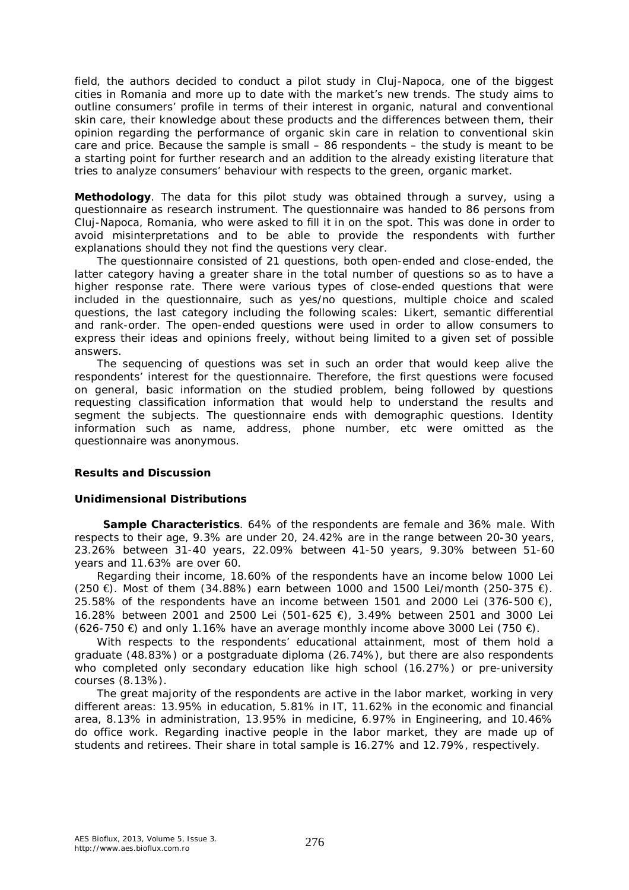field, the authors decided to conduct a pilot study in Cluj-Napoca, one of the biggest cities in Romania and more up to date with the market's new trends. The study aims to outline consumers' profile in terms of their interest in organic, natural and conventional skin care, their knowledge about these products and the differences between them, their opinion regarding the performance of organic skin care in relation to conventional skin care and price. Because the sample is small – 86 respondents – the study is meant to be a starting point for further research and an addition to the already existing literature that tries to analyze consumers' behaviour with respects to the green, organic market.

**Methodology**. The data for this pilot study was obtained through a survey, using a questionnaire as research instrument. The questionnaire was handed to 86 persons from Cluj-Napoca, Romania, who were asked to fill it in on the spot. This was done in order to avoid misinterpretations and to be able to provide the respondents with further explanations should they not find the questions very clear.

The questionnaire consisted of 21 questions, both open-ended and close-ended, the latter category having a greater share in the total number of questions so as to have a higher response rate. There were various types of close-ended questions that were included in the questionnaire, such as yes/no questions, multiple choice and scaled questions, the last category including the following scales: Likert, semantic differential and rank-order. The open-ended questions were used in order to allow consumers to express their ideas and opinions freely, without being limited to a given set of possible answers.

The sequencing of questions was set in such an order that would keep alive the respondents' interest for the questionnaire. Therefore, the first questions were focused on general, basic information on the studied problem, being followed by questions requesting classification information that would help to understand the results and segment the subjects. The questionnaire ends with demographic questions. Identity information such as name, address, phone number, etc were omitted as the questionnaire was anonymous.

## Results and Discussion

### Unidimensional Distributions

**Sample Characteristics**. 64% of the respondents are female and 36% male. With respects to their age, 9.3% are under 20, 24.42% are in the range between 20-30 years, 23.26% between 31-40 years, 22.09% between 41-50 years, 9.30% between 51-60 years and 11.63% are over 60.

Regarding their income, 18.60% of the respondents have an income below 1000 Lei (250 €). Most of them (34.88%) earn between 1000 and 1500 Lei/month (250-375 €). 25.58% of the respondents have an income between 1501 and 2000 Lei (376-500 €), 16.28% between 2001 and 2500 Lei (501-625 €), 3.49% between 2501 and 3000 Lei (626-750 €) and only 1.16% have an average monthly income above 3000 Lei (750 €).

With respects to the respondents' educational attainment, most of them hold a graduate (48.83%) or a postgraduate diploma (26.74%), but there are also respondents who completed only secondary education like high school (16.27%) or pre-university courses (8.13%).

The great majority of the respondents are active in the labor market, working in very different areas: 13.95% in education, 5.81% in IT, 11.62% in the economic and financial area, 8.13% in administration, 13.95% in medicine, 6.97% in Engineering, and 10.46% do office work. Regarding inactive people in the labor market, they are made up of students and retirees. Their share in total sample is 16.27% and 12.79%, respectively.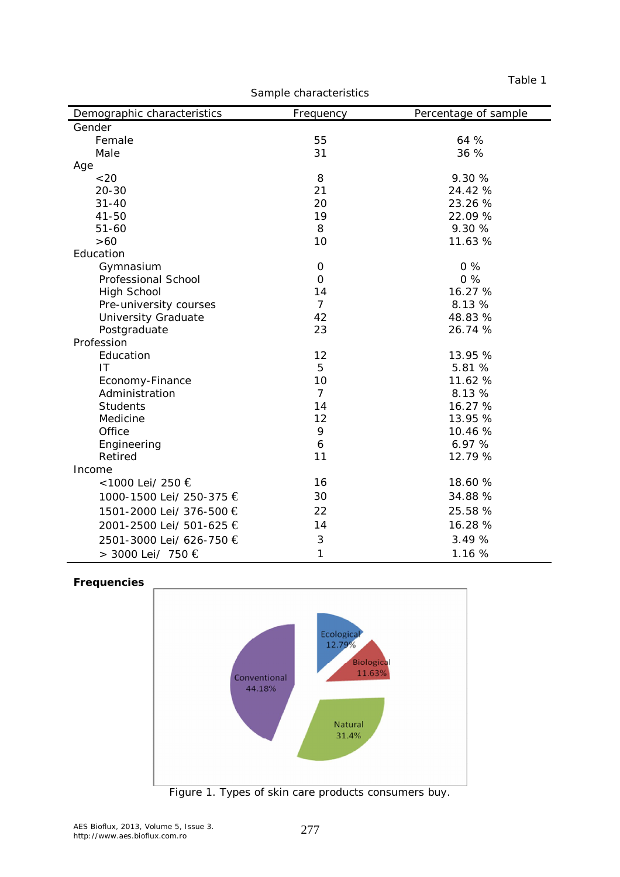Table 1

Sample characteristics

| Demographic characteristics | Frequency | Percentage of sample |
|---|---|---|
| Gender | | |
| Female | 55 | 64 % |
| Male | 31 | 36 % |
| Age | | |
| <20 | 8 | 9.30 % |
| 20-30 | 21 | 24.42 % |
| 31-40 | 20 | 23.26 % |
| 41-50 | 19 | 22.09 % |
| 51-60 | 8 | 9.30 % |
| >60 | 10 | 11.63 % |
| Education | | |
| Gymnasium | 0 | 0 % |
| Professional School | 0 | 0 % |
| High School | 14 | 16.27 % |
| Pre-university courses | 7 | 8.13 % |
| University Graduate | 42 | 48.83 % |
| Postgraduate | 23 | 26.74 % |
| Profession | | |
| Education | 12 | 13.95 % |
| IT | 5 | 5.81 % |
| Economy-Finance | 10 | 11.62 % |
| Administration | 7 | 8.13 % |
| Students | 14 | 16.27 % |
| Medicine | 12 | 13.95 % |
| Office | 9 | 10.46 % |
| Engineering | 6 | 6.97 % |
| Retired | 11 | 12.79 % |
| Income | | |
| <1000 Lei/ 250 € | 16 | 18.60 % |
| 1000-1500 Lei/ 250-375 € | 30 | 34.88 % |
| 1501-2000 Lei/ 376-500 € | 22 | 25.58 % |
| 2001-2500 Lei/ 501-625 € | 14 | 16.28 % |
| 2501-3000 Lei/ 626-750 € | 3 | 3.49 % |
| > 3000 Lei/ 750 € | 1 | 1.16 % |

**Frequencies**

Ecological 12.79%

Biological 11.63%

Conventional 44.18%

Natural 31.4%

Figure 1. Types of skin care products consumers buy.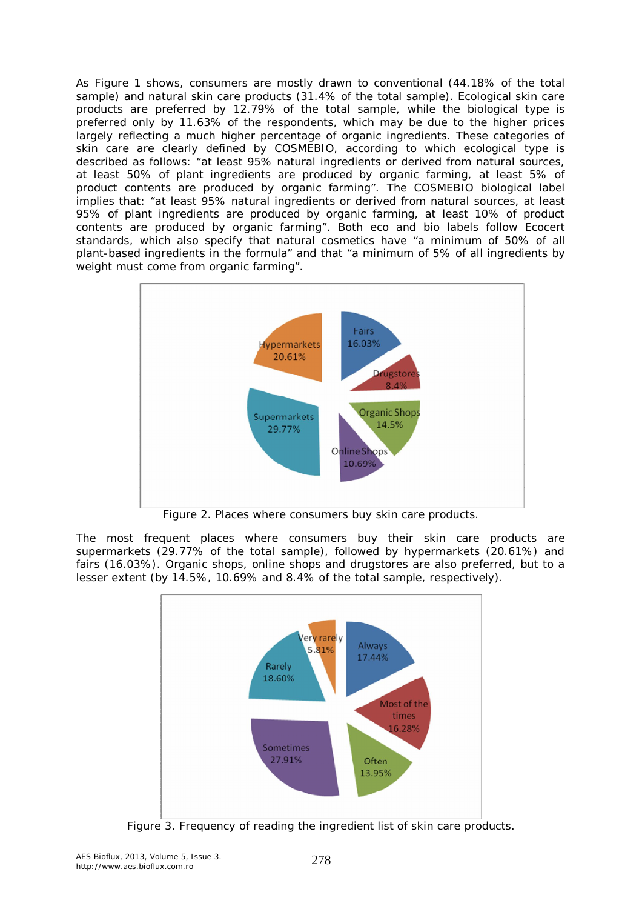As Figure 1 shows, consumers are mostly drawn to conventional (44.18% of the total sample) and natural skin care products (31.4% of the total sample). Ecological skin care products are preferred by 12.79% of the total sample, while the biological type is preferred only by 11.63% of the respondents, which may be due to the higher prices largely reflecting a much higher percentage of organic ingredients. These categories of skin care are clearly defined by COSMEBIO, according to which ecological type is described as follows: "at least 95% natural ingredients or derived from natural sources, at least 50% of plant ingredients are produced by organic farming, at least 5% of product contents are produced by organic farming". The COSMEBIO biological label implies that: "at least 95% natural ingredients or derived from natural sources, at least 95% of plant ingredients are produced by organic farming, at least 10% of product contents are produced by organic farming". Both eco and bio labels follow Ecocert standards, which also specify that natural cosmetics have "a minimum of 50% of all plant-based ingredients in the formula" and that "a minimum of 5% of all ingredients by weight must come from organic farming".

Fairs 16.03%
Drugstores 8.4%
Organic Shops 14.5%
Online Shops 10.69%
Supermarkets 29.77%
Hypermarkets 20.61%

Figure 2. Places where consumers buy skin care products.

The most frequent places where consumers buy their skin care products are supermarkets (29.77% of the total sample), followed by hypermarkets (20.61%) and fairs (16.03%). Organic shops, online shops and drugstores are also preferred, but to a lesser extent (by 14.5%, 10.69% and 8.4% of the total sample, respectively).

Always 17.44%
Most of the times 16.28%
Often 13.95%
Sometimes 27.91%
Rarely 18.60%
Very rarely 5.81%

Figure 3. Frequency of reading the ingredient list of skin care products.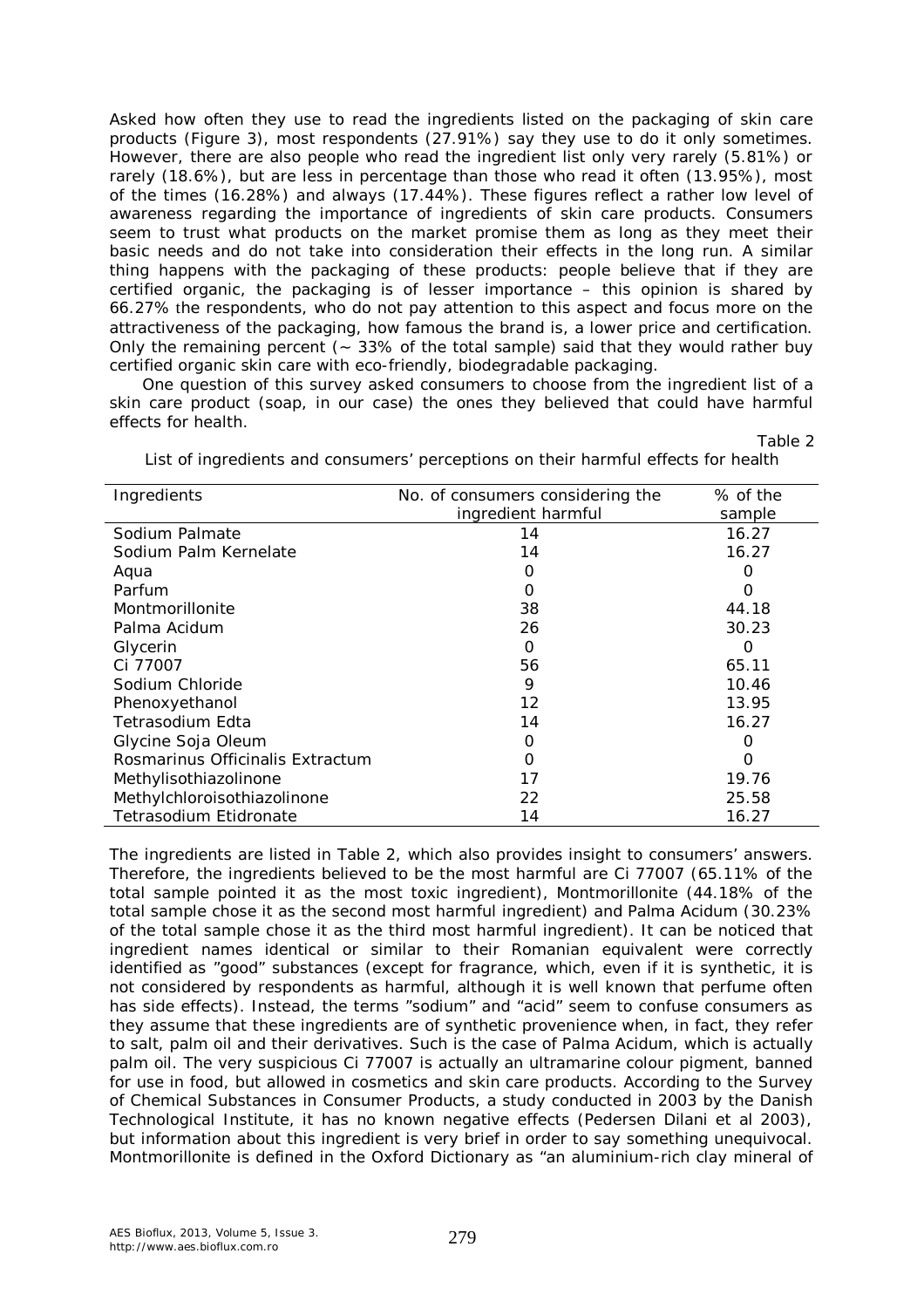Asked how often they use to read the ingredients listed on the packaging of skin care products (Figure 3), most respondents (27.91%) say they use to do it only sometimes. However, there are also people who read the ingredient list only very rarely (5.81%) or rarely (18.6%), but are less in percentage than those who read it often (13.95%), most of the times (16.28%) and always (17.44%). These figures reflect a rather low level of awareness regarding the importance of ingredients of skin care products. Consumers seem to trust what products on the market promise them as long as they meet their basic needs and do not take into consideration their effects in the long run. A similar thing happens with the packaging of these products: people believe that if they are certified organic, the packaging is of lesser importance – this opinion is shared by 66.27% the respondents, who do not pay attention to this aspect and focus more on the attractiveness of the packaging, how famous the brand is, a lower price and certification. Only the remaining percent (~ 33% of the total sample) said that they would rather buy certified organic skin care with eco-friendly, biodegradable packaging.

One question of this survey asked consumers to choose from the ingredient list of a skin care product (soap, in our case) the ones they believed that could have harmful effects for health.

Table 2

List of ingredients and consumers' perceptions on their harmful effects for health

| Ingredients | No. of consumers considering the ingredient harmful | % of the sample |
|---|---|---|
| Sodium Palmate | 14 | 16.27 |
| Sodium Palm Kernelate | 14 | 16.27 |
| Aqua | 0 | 0 |
| Parfum | 0 | 0 |
| Montmorillonite | 38 | 44.18 |
| Palma Acidum | 26 | 30.23 |
| Glycerin | 0 | 0 |
| Ci 77007 | 56 | 65.11 |
| Sodium Chloride | 9 | 10.46 |
| Phenoxyethanol | 12 | 13.95 |
| Tetrasodium Edta | 14 | 16.27 |
| Glycine Soja Oleum | 0 | 0 |
| Rosmarinus Officinalis Extractum | 0 | 0 |
| Methylisothiazolinone | 17 | 19.76 |
| Methylchloroisothiazolinone | 22 | 25.58 |
| Tetrasodium Etidronate | 14 | 16.27 |

The ingredients are listed in Table 2, which also provides insight to consumers' answers. Therefore, the ingredients believed to be the most harmful are Ci 77007 (65.11% of the total sample pointed it as the most toxic ingredient), Montmorillonite (44.18% of the total sample chose it as the second most harmful ingredient) and Palma Acidum (30.23% of the total sample chose it as the third most harmful ingredient). It can be noticed that ingredient names identical or similar to their Romanian equivalent were correctly identified as "good" substances (except for fragrance, which, even if it is synthetic, it is not considered by respondents as harmful, although it is well known that perfume often has side effects). Instead, the terms "sodium" and "acid" seem to confuse consumers as they assume that these ingredients are of synthetic provenience when, in fact, they refer to salt, palm oil and their derivatives. Such is the case of Palma Acidum, which is actually palm oil. The very suspicious Ci 77007 is actually an ultramarine colour pigment, banned for use in food, but allowed in cosmetics and skin care products. According to the Survey of Chemical Substances in Consumer Products, a study conducted in 2003 by the Danish Technological Institute, it has no known negative effects (Pedersen Dilani et al 2003), but information about this ingredient is very brief in order to say something unequivocal. Montmorillonite is defined in the Oxford Dictionary as "an aluminium-rich clay mineral of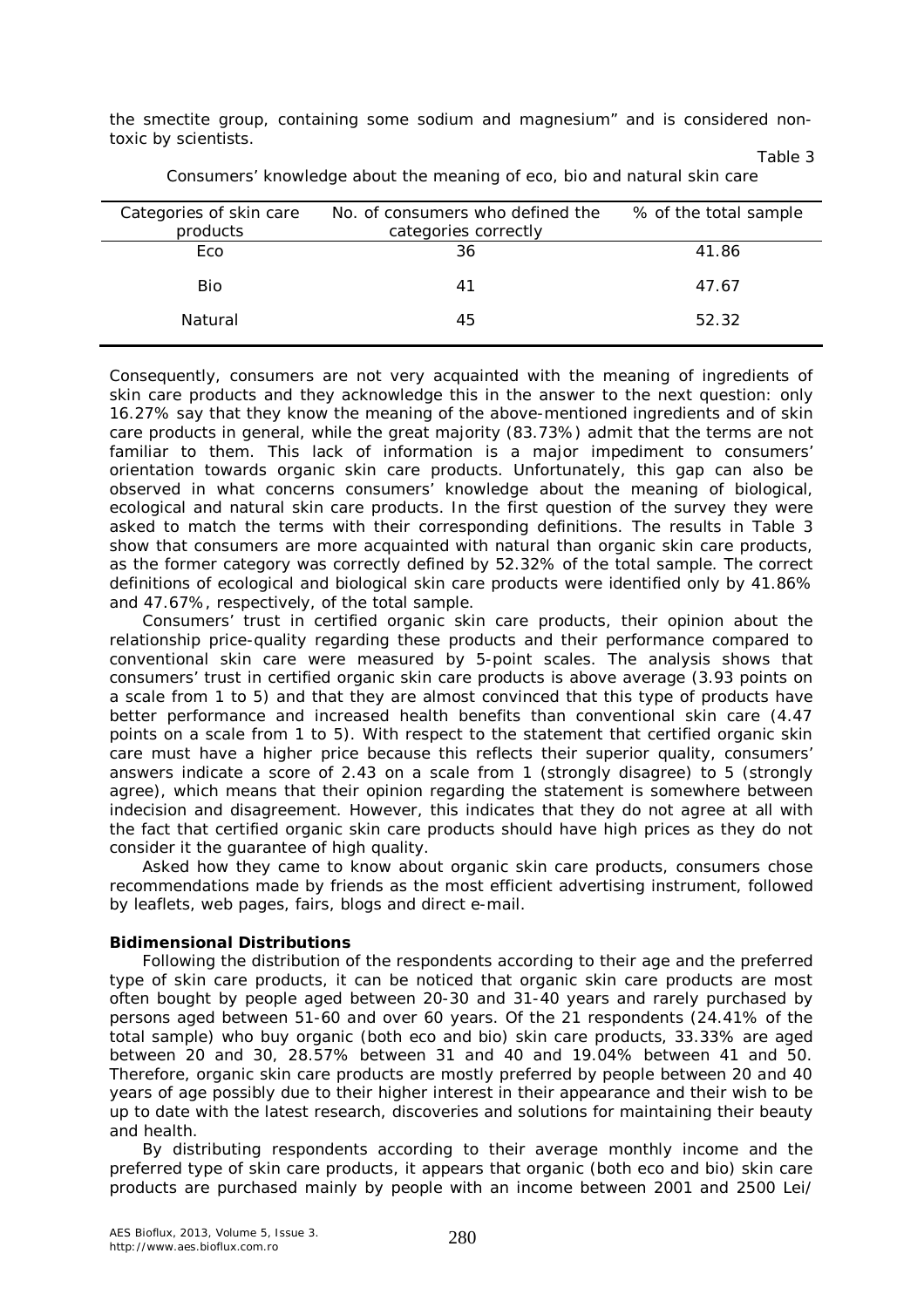the smectite group, containing some sodium and magnesium" and is considered non-toxic by scientists.

Table 3

Consumers' knowledge about the meaning of eco, bio and natural skin care

| Categories of skin care products | No. of consumers who defined the categories correctly | % of the total sample |
|---|---|---|
| Eco | 36 | 41.86 |
| Bio | 41 | 47.67 |
| Natural | 45 | 52.32 |

Consequently, consumers are not very acquainted with the meaning of ingredients of skin care products and they acknowledge this in the answer to the next question: only 16.27% say that they know the meaning of the above-mentioned ingredients and of skin care products in general, while the great majority (83.73%) admit that the terms are not familiar to them. This lack of information is a major impediment to consumers' orientation towards organic skin care products. Unfortunately, this gap can also be observed in what concerns consumers' knowledge about the meaning of biological, ecological and natural skin care products. In the first question of the survey they were asked to match the terms with their corresponding definitions. The results in Table 3 show that consumers are more acquainted with natural than organic skin care products, as the former category was correctly defined by 52.32% of the total sample. The correct definitions of ecological and biological skin care products were identified only by 41.86% and 47.67%, respectively, of the total sample.

Consumers' trust in certified organic skin care products, their opinion about the relationship price-quality regarding these products and their performance compared to conventional skin care were measured by 5-point scales. The analysis shows that consumers' trust in certified organic skin care products is above average (3.93 points on a scale from 1 to 5) and that they are almost convinced that this type of products have better performance and increased health benefits than conventional skin care (4.47 points on a scale from 1 to 5). With respect to the statement that certified organic skin care must have a higher price because this reflects their superior quality, consumers' answers indicate a score of 2.43 on a scale from 1 (strongly disagree) to 5 (strongly agree), which means that their opinion regarding the statement is somewhere between indecision and disagreement. However, this indicates that they do not agree at all with the fact that certified organic skin care products should have high prices as they do not consider it the guarantee of high quality.

Asked how they came to know about organic skin care products, consumers chose recommendations made by friends as the most efficient advertising instrument, followed by leaflets, web pages, fairs, blogs and direct e-mail.

**Bidimensional Distributions**

Following the distribution of the respondents according to their age and the preferred type of skin care products, it can be noticed that organic skin care products are most often bought by people aged between 20-30 and 31-40 years and rarely purchased by persons aged between 51-60 and over 60 years. Of the 21 respondents (24.41% of the total sample) who buy organic (both eco and bio) skin care products, 33.33% are aged between 20 and 30, 28.57% between 31 and 40 and 19.04% between 41 and 50. Therefore, organic skin care products are mostly preferred by people between 20 and 40 years of age possibly due to their higher interest in their appearance and their wish to be up to date with the latest research, discoveries and solutions for maintaining their beauty and health.

By distributing respondents according to their average monthly income and the preferred type of skin care products, it appears that organic (both eco and bio) skin care products are purchased mainly by people with an income between 2001 and 2500 Lei/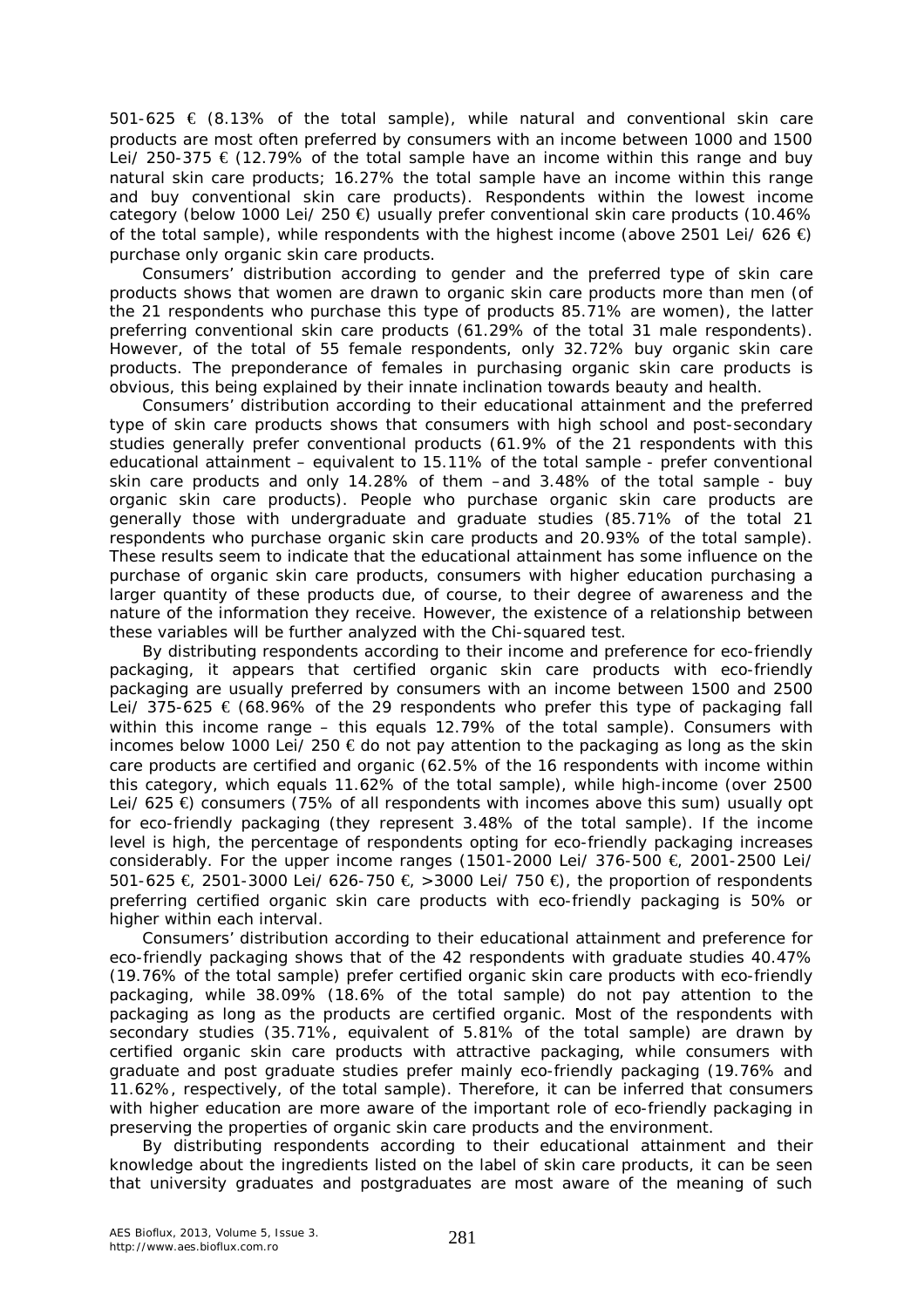501-625 € (8.13% of the total sample), while natural and conventional skin care products are most often preferred by consumers with an income between 1000 and 1500 Lei/ 250-375 € (12.79% of the total sample have an income within this range and buy natural skin care products; 16.27% the total sample have an income within this range and buy conventional skin care products). Respondents within the lowest income category (below 1000 Lei/ 250 €) usually prefer conventional skin care products (10.46% of the total sample), while respondents with the highest income (above 2501 Lei/ 626 €) purchase only organic skin care products.

Consumers' distribution according to gender and the preferred type of skin care products shows that women are drawn to organic skin care products more than men (of the 21 respondents who purchase this type of products 85.71% are women), the latter preferring conventional skin care products (61.29% of the total 31 male respondents). However, of the total of 55 female respondents, only 32.72% buy organic skin care products. The preponderance of females in purchasing organic skin care products is obvious, this being explained by their innate inclination towards beauty and health.

Consumers' distribution according to their educational attainment and the preferred type of skin care products shows that consumers with high school and post-secondary studies generally prefer conventional products (61.9% of the 21 respondents with this educational attainment – equivalent to 15.11% of the total sample - prefer conventional skin care products and only 14.28% of them –and 3.48% of the total sample - buy organic skin care products). People who purchase organic skin care products are generally those with undergraduate and graduate studies (85.71% of the total 21 respondents who purchase organic skin care products and 20.93% of the total sample). These results seem to indicate that the educational attainment has some influence on the purchase of organic skin care products, consumers with higher education purchasing a larger quantity of these products due, of course, to their degree of awareness and the nature of the information they receive. However, the existence of a relationship between these variables will be further analyzed with the Chi-squared test.

By distributing respondents according to their income and preference for eco-friendly packaging, it appears that certified organic skin care products with eco-friendly packaging are usually preferred by consumers with an income between 1500 and 2500 Lei/ 375-625 € (68.96% of the 29 respondents who prefer this type of packaging fall within this income range – this equals 12.79% of the total sample). Consumers with incomes below 1000 Lei/ 250 € do not pay attention to the packaging as long as the skin care products are certified and organic (62.5% of the 16 respondents with income within this category, which equals 11.62% of the total sample), while high-income (over 2500 Lei/ 625 €) consumers (75% of all respondents with incomes above this sum) usually opt for eco-friendly packaging (they represent 3.48% of the total sample). If the income level is high, the percentage of respondents opting for eco-friendly packaging increases considerably. For the upper income ranges (1501-2000 Lei/ 376-500 €, 2001-2500 Lei/ 501-625 €, 2501-3000 Lei/ 626-750 €, >3000 Lei/ 750 €), the proportion of respondents preferring certified organic skin care products with eco-friendly packaging is 50% or higher within each interval.

Consumers' distribution according to their educational attainment and preference for eco-friendly packaging shows that of the 42 respondents with graduate studies 40.47% (19.76% of the total sample) prefer certified organic skin care products with eco-friendly packaging, while 38.09% (18.6% of the total sample) do not pay attention to the packaging as long as the products are certified organic. Most of the respondents with secondary studies (35.71%, equivalent of 5.81% of the total sample) are drawn by certified organic skin care products with attractive packaging, while consumers with graduate and post graduate studies prefer mainly eco-friendly packaging (19.76% and 11.62%, respectively, of the total sample). Therefore, it can be inferred that consumers with higher education are more aware of the important role of eco-friendly packaging in preserving the properties of organic skin care products and the environment.

By distributing respondents according to their educational attainment and their knowledge about the ingredients listed on the label of skin care products, it can be seen that university graduates and postgraduates are most aware of the meaning of such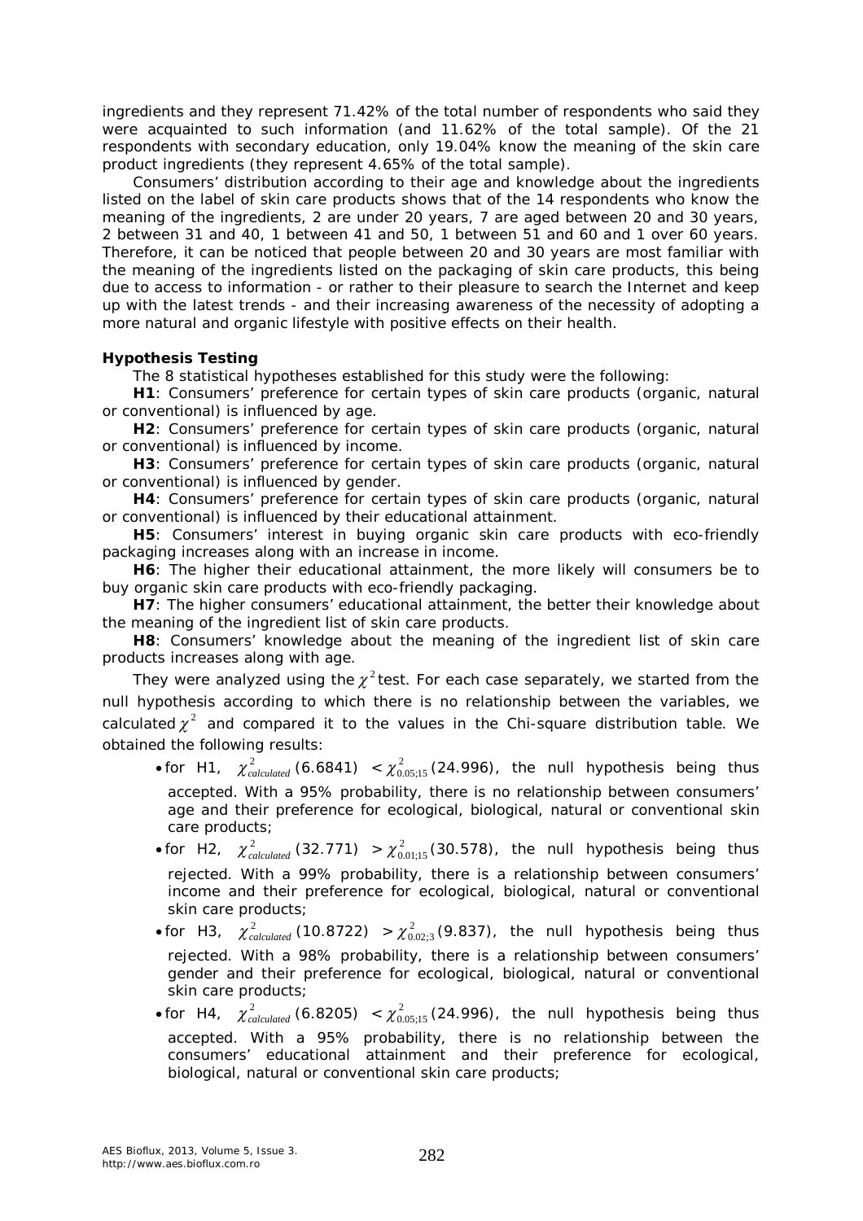ingredients and they represent 71.42% of the total number of respondents who said they were acquainted to such information (and 11.62% of the total sample). Of the 21 respondents with secondary education, only 19.04% know the meaning of the skin care product ingredients (they represent 4.65% of the total sample).

Consumers' distribution according to their age and knowledge about the ingredients listed on the label of skin care products shows that of the 14 respondents who know the meaning of the ingredients, 2 are under 20 years, 7 are aged between 20 and 30 years, 2 between 31 and 40, 1 between 41 and 50, 1 between 51 and 60 and 1 over 60 years. Therefore, it can be noticed that people between 20 and 30 years are most familiar with the meaning of the ingredients listed on the packaging of skin care products, this being due to access to information - or rather to their pleasure to search the Internet and keep up with the latest trends - and their increasing awareness of the necessity of adopting a more natural and organic lifestyle with positive effects on their health.

**Hypothesis Testing**

The 8 statistical hypotheses established for this study were the following:

**H1**: Consumers' preference for certain types of skin care products (organic, natural or conventional) is influenced by age.

**H2**: Consumers' preference for certain types of skin care products (organic, natural or conventional) is influenced by income.

**H3**: Consumers' preference for certain types of skin care products (organic, natural or conventional) is influenced by gender.

**H4**: Consumers' preference for certain types of skin care products (organic, natural or conventional) is influenced by their educational attainment.

**H5**: Consumers' interest in buying organic skin care products with eco-friendly packaging increases along with an increase in income.

**H6**: The higher their educational attainment, the more likely will consumers be to buy organic skin care products with eco-friendly packaging.

**H7**: The higher consumers' educational attainment, the better their knowledge about the meaning of the ingredient list of skin care products.

**H8**: Consumers' knowledge about the meaning of the ingredient list of skin care products increases along with age.

They were analyzed using the $\chi^2$ test. For each case separately, we started from the null hypothesis according to which there is no relationship between the variables, we calculated $\chi^2$ and compared it to the values in the Chi-square distribution table. We obtained the following results:

- for H1, $\chi^2_{calculated}$ (6.6841) $< \chi^2_{0.05;15}$ (24.996), the null hypothesis being thus accepted. With a 95% probability, there is no relationship between consumers' age and their preference for ecological, biological, natural or conventional skin care products;
- for H2, $\chi^2_{calculated}$ (32.771) $> \chi^2_{0.01;15}$ (30.578), the null hypothesis being thus rejected. With a 99% probability, there is a relationship between consumers' income and their preference for ecological, biological, natural or conventional skin care products;
- for H3, $\chi^2_{calculated}$ (10.8722) $> \chi^2_{0.02;3}$ (9.837), the null hypothesis being thus rejected. With a 98% probability, there is a relationship between consumers' gender and their preference for ecological, biological, natural or conventional skin care products;
- for H4, $\chi^2_{calculated}$ (6.8205) $< \chi^2_{0.05;15}$ (24.996), the null hypothesis being thus accepted. With a 95% probability, there is no relationship between the consumers' educational attainment and their preference for ecological, biological, natural or conventional skin care products;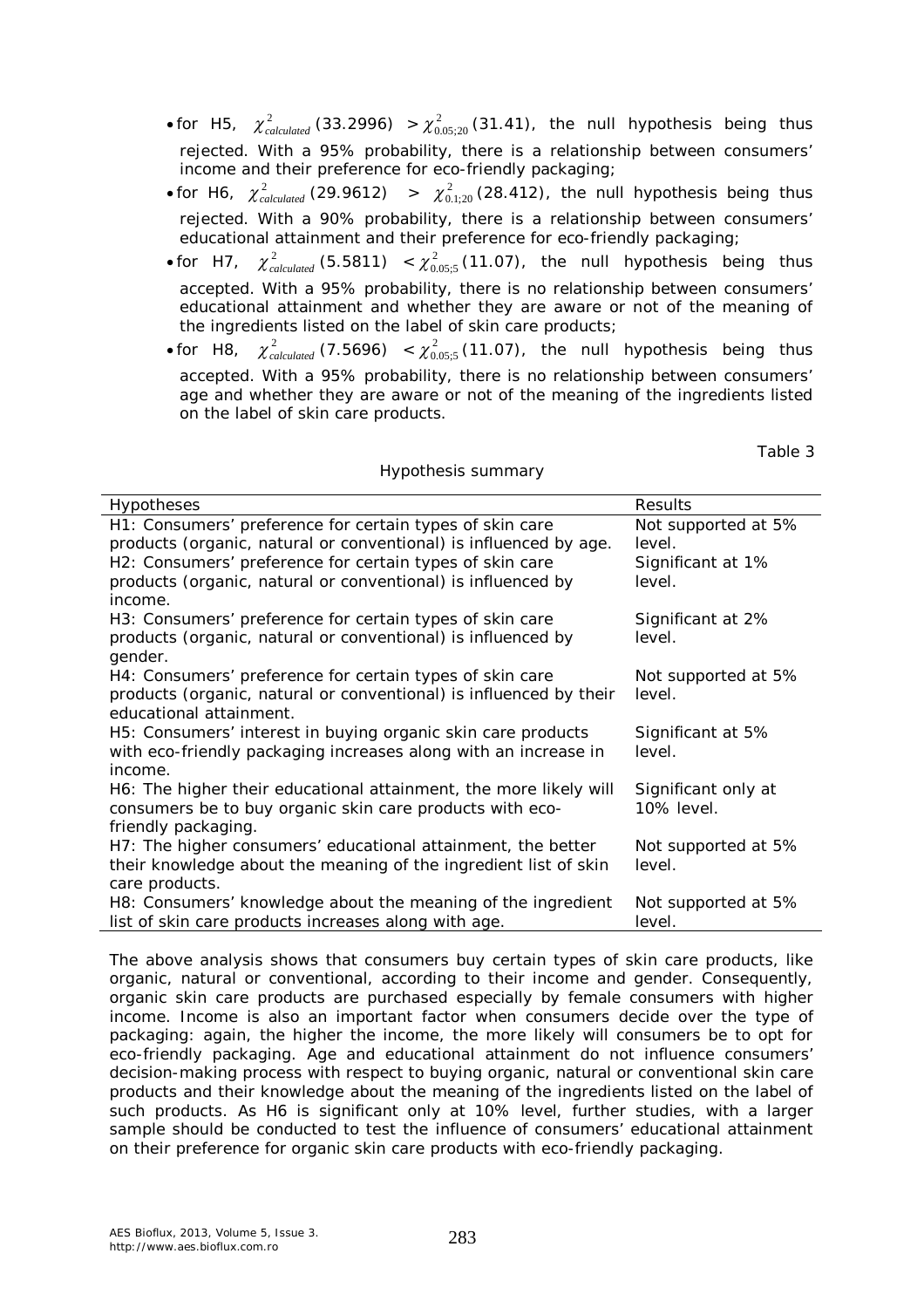- for H5, $\chi^2_{calculated}$ (33.2996) $> \chi^2_{0.05;20}$ (31.41), the null hypothesis being thus rejected. With a 95% probability, there is a relationship between consumers' income and their preference for eco-friendly packaging;
- for H6, $\chi^2_{calculated}$ (29.9612) $>$ $\chi^2_{0.1;20}$ (28.412), the null hypothesis being thus rejected. With a 90% probability, there is a relationship between consumers' educational attainment and their preference for eco-friendly packaging;
- for H7, $\chi^2_{calculated}$ (5.5811) $< \chi^2_{0.05;5}$ (11.07), the null hypothesis being thus accepted. With a 95% probability, there is no relationship between consumers' educational attainment and whether they are aware or not of the meaning of the ingredients listed on the label of skin care products;
- for H8, $\chi^2_{calculated}$ (7.5696) $< \chi^2_{0.05;5}$ (11.07), the null hypothesis being thus accepted. With a 95% probability, there is no relationship between consumers' age and whether they are aware or not of the meaning of the ingredients listed on the label of skin care products.

Table 3

Hypothesis summary

| Hypotheses | Results |
|---|---|
| H1: Consumers' preference for certain types of skin care products (organic, natural or conventional) is influenced by age. | Not supported at 5% level. |
| H2: Consumers' preference for certain types of skin care products (organic, natural or conventional) is influenced by income. | Significant at 1% level. |
| H3: Consumers' preference for certain types of skin care products (organic, natural or conventional) is influenced by gender. | Significant at 2% level. |
| H4: Consumers' preference for certain types of skin care products (organic, natural or conventional) is influenced by their educational attainment. | Not supported at 5% level. |
| H5: Consumers' interest in buying organic skin care products with eco-friendly packaging increases along with an increase in income. | Significant at 5% level. |
| H6: The higher their educational attainment, the more likely will consumers be to buy organic skin care products with eco-friendly packaging. | Significant only at 10% level. |
| H7: The higher consumers' educational attainment, the better their knowledge about the meaning of the ingredient list of skin care products. | Not supported at 5% level. |
| H8: Consumers' knowledge about the meaning of the ingredient list of skin care products increases along with age. | Not supported at 5% level. |

The above analysis shows that consumers buy certain types of skin care products, like organic, natural or conventional, according to their income and gender. Consequently, organic skin care products are purchased especially by female consumers with higher income. Income is also an important factor when consumers decide over the type of packaging: again, the higher the income, the more likely will consumers be to opt for eco-friendly packaging. Age and educational attainment do not influence consumers' decision-making process with respect to buying organic, natural or conventional skin care products and their knowledge about the meaning of the ingredients listed on the label of such products. As H6 is significant only at 10% level, further studies, with a larger sample should be conducted to test the influence of consumers' educational attainment on their preference for organic skin care products with eco-friendly packaging.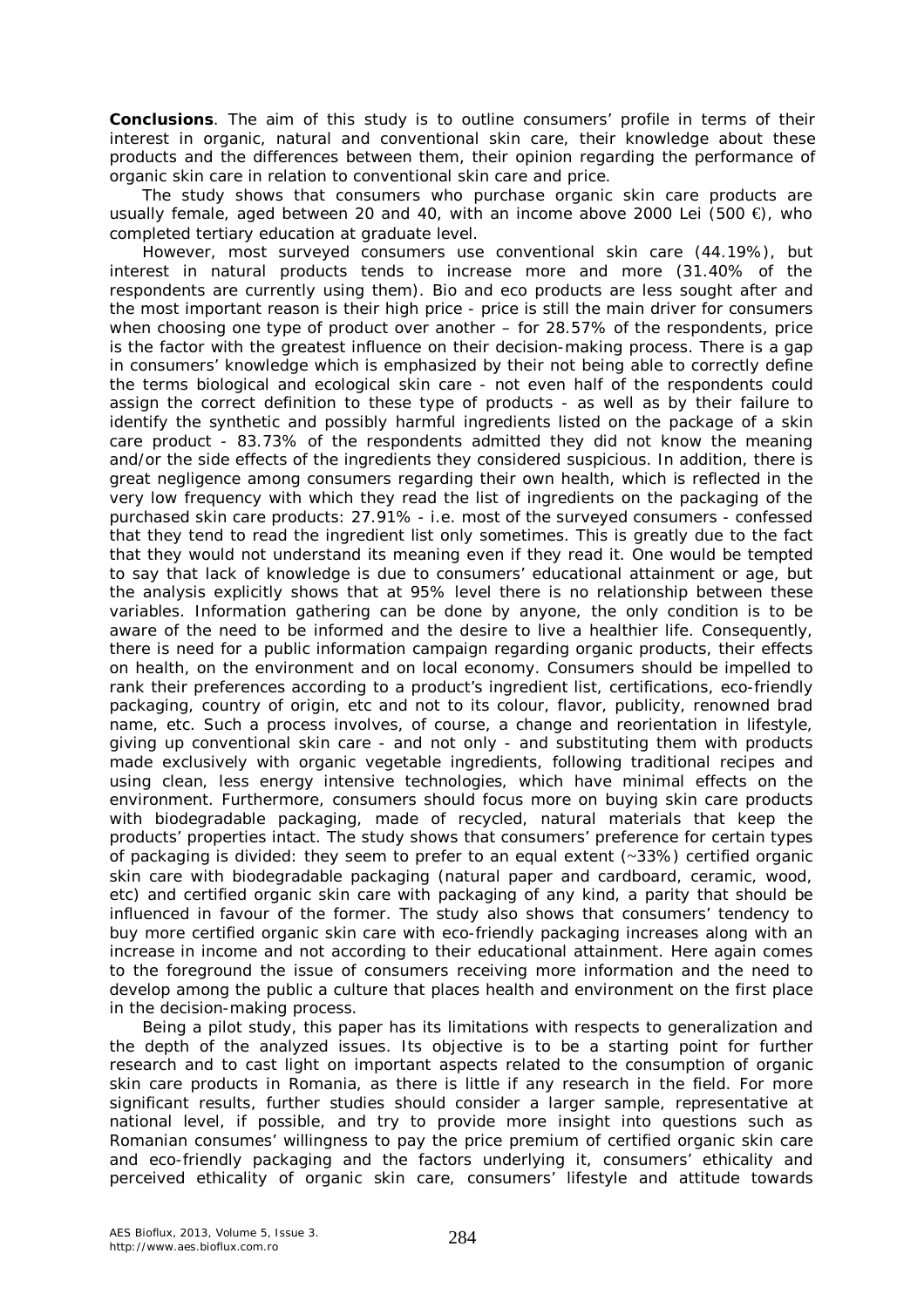**Conclusions**. The aim of this study is to outline consumers' profile in terms of their interest in organic, natural and conventional skin care, their knowledge about these products and the differences between them, their opinion regarding the performance of organic skin care in relation to conventional skin care and price.

The study shows that consumers who purchase organic skin care products are usually female, aged between 20 and 40, with an income above 2000 Lei (500 €), who completed tertiary education at graduate level.

However, most surveyed consumers use conventional skin care (44.19%), but interest in natural products tends to increase more and more (31.40% of the respondents are currently using them). Bio and eco products are less sought after and the most important reason is their high price - price is still the main driver for consumers when choosing one type of product over another – for 28.57% of the respondents, price is the factor with the greatest influence on their decision-making process. There is a gap in consumers' knowledge which is emphasized by their not being able to correctly define the terms biological and ecological skin care - not even half of the respondents could assign the correct definition to these type of products - as well as by their failure to identify the synthetic and possibly harmful ingredients listed on the package of a skin care product - 83.73% of the respondents admitted they did not know the meaning and/or the side effects of the ingredients they considered suspicious. In addition, there is great negligence among consumers regarding their own health, which is reflected in the very low frequency with which they read the list of ingredients on the packaging of the purchased skin care products: 27.91% - i.e. most of the surveyed consumers - confessed that they tend to read the ingredient list only sometimes. This is greatly due to the fact that they would not understand its meaning even if they read it. One would be tempted to say that lack of knowledge is due to consumers' educational attainment or age, but the analysis explicitly shows that at 95% level there is no relationship between these variables. Information gathering can be done by anyone, the only condition is to be aware of the need to be informed and the desire to live a healthier life. Consequently, there is need for a public information campaign regarding organic products, their effects on health, on the environment and on local economy. Consumers should be impelled to rank their preferences according to a product's ingredient list, certifications, eco-friendly packaging, country of origin, etc and not to its colour, flavor, publicity, renowned brad name, etc. Such a process involves, of course, a change and reorientation in lifestyle, giving up conventional skin care - and not only - and substituting them with products made exclusively with organic vegetable ingredients, following traditional recipes and using clean, less energy intensive technologies, which have minimal effects on the environment. Furthermore, consumers should focus more on buying skin care products with biodegradable packaging, made of recycled, natural materials that keep the products' properties intact. The study shows that consumers' preference for certain types of packaging is divided: they seem to prefer to an equal extent (~33%) certified organic skin care with biodegradable packaging (natural paper and cardboard, ceramic, wood, etc) and certified organic skin care with packaging of any kind, a parity that should be influenced in favour of the former. The study also shows that consumers' tendency to buy more certified organic skin care with eco-friendly packaging increases along with an increase in income and not according to their educational attainment. Here again comes to the foreground the issue of consumers receiving more information and the need to develop among the public a culture that places health and environment on the first place in the decision-making process.

Being a pilot study, this paper has its limitations with respects to generalization and the depth of the analyzed issues. Its objective is to be a starting point for further research and to cast light on important aspects related to the consumption of organic skin care products in Romania, as there is little if any research in the field. For more significant results, further studies should consider a larger sample, representative at national level, if possible, and try to provide more insight into questions such as Romanian consumes' willingness to pay the price premium of certified organic skin care and eco-friendly packaging and the factors underlying it, consumers' ethicality and perceived ethicality of organic skin care, consumers' lifestyle and attitude towards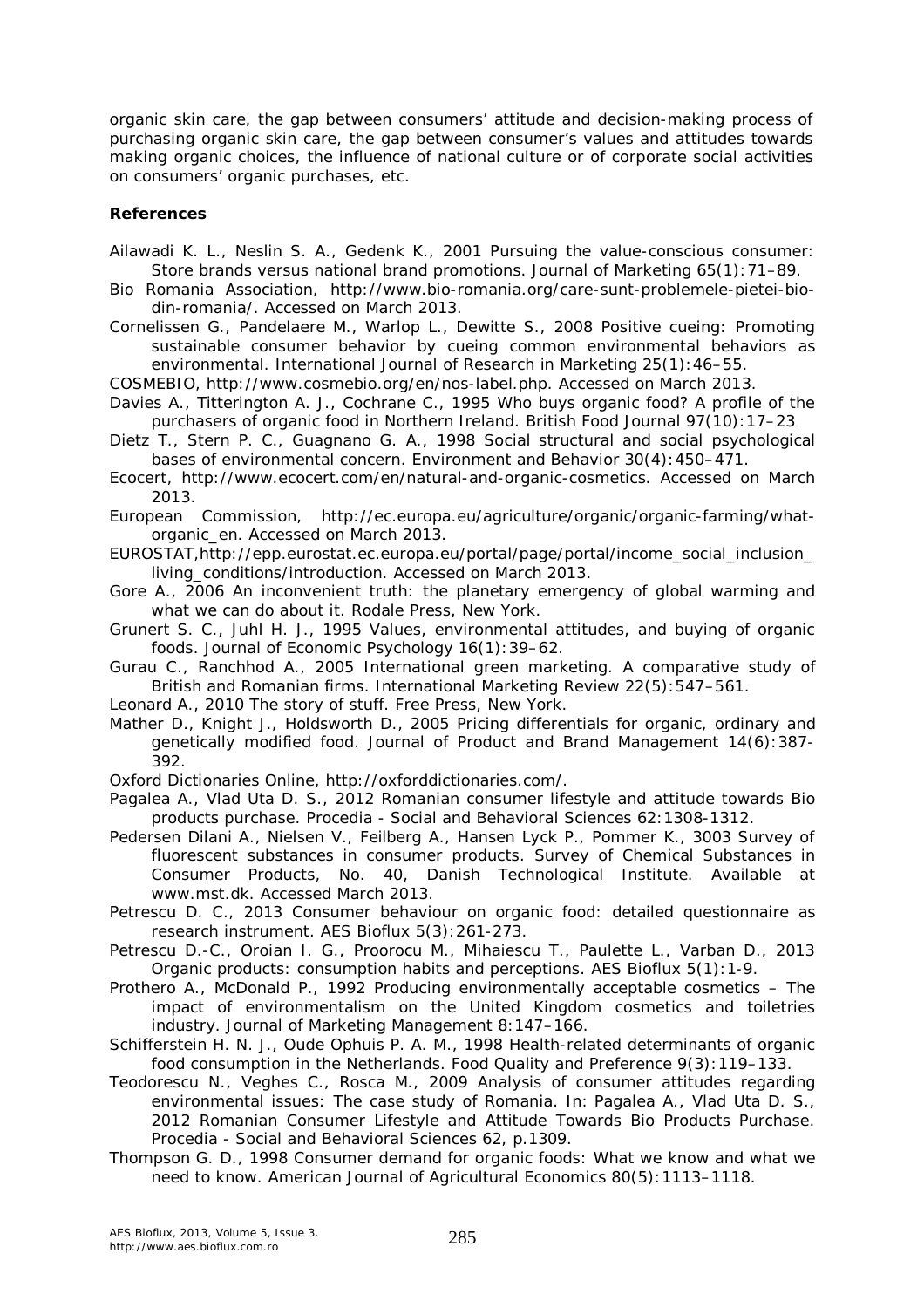organic skin care, the gap between consumers' attitude and decision-making process of purchasing organic skin care, the gap between consumer's values and attitudes towards making organic choices, the influence of national culture or of corporate social activities on consumers' organic purchases, etc.

**References**

Ailawadi K. L., Neslin S. A., Gedenk K., 2001 Pursuing the value-conscious consumer: Store brands versus national brand promotions. Journal of Marketing 65(1):71–89.

Bio Romania Association, http://www.bio-romania.org/care-sunt-problemele-pietei-bio-din-romania/. Accessed on March 2013.

Cornelissen G., Pandelaere M., Warlop L., Dewitte S., 2008 Positive cueing: Promoting sustainable consumer behavior by cueing common environmental behaviors as environmental. International Journal of Research in Marketing 25(1):46–55.

COSMEBIO, http://www.cosmebio.org/en/nos-label.php. Accessed on March 2013.

Davies A., Titterington A. J., Cochrane C., 1995 Who buys organic food? A profile of the purchasers of organic food in Northern Ireland. British Food Journal 97(10):17–23.

Dietz T., Stern P. C., Guagnano G. A., 1998 Social structural and social psychological bases of environmental concern. Environment and Behavior 30(4):450–471.

Ecocert, http://www.ecocert.com/en/natural-and-organic-cosmetics. Accessed on March 2013.

European Commission, http://ec.europa.eu/agriculture/organic/organic-farming/what-organic_en. Accessed on March 2013.

EUROSTAT,http://epp.eurostat.ec.europa.eu/portal/page/portal/income_social_inclusion_living_conditions/introduction. Accessed on March 2013.

Gore A., 2006 An inconvenient truth: the planetary emergency of global warming and what we can do about it. Rodale Press, New York.

Grunert S. C., Juhl H. J., 1995 Values, environmental attitudes, and buying of organic foods. Journal of Economic Psychology 16(1):39–62.

Gurau C., Ranchhod A., 2005 International green marketing. A comparative study of British and Romanian firms. International Marketing Review 22(5):547–561.

Leonard A., 2010 The story of stuff. Free Press, New York.

Mather D., Knight J., Holdsworth D., 2005 Pricing differentials for organic, ordinary and genetically modified food. Journal of Product and Brand Management 14(6):387-392.

Oxford Dictionaries Online, http://oxforddictionaries.com/.

Pagalea A., Vlad Uta D. S., 2012 Romanian consumer lifestyle and attitude towards Bio products purchase. Procedia - Social and Behavioral Sciences 62:1308-1312.

Pedersen Dilani A., Nielsen V., Feilberg A., Hansen Lyck P., Pommer K., 3003 Survey of fluorescent substances in consumer products. Survey of Chemical Substances in Consumer Products, No. 40, Danish Technological Institute. Available at www.mst.dk. Accessed March 2013.

Petrescu D. C., 2013 Consumer behaviour on organic food: detailed questionnaire as research instrument. AES Bioflux 5(3):261-273.

Petrescu D.-C., Oroian I. G., Proorocu M., Mihaiescu T., Paulette L., Varban D., 2013 Organic products: consumption habits and perceptions. AES Bioflux 5(1):1-9.

Prothero A., McDonald P., 1992 Producing environmentally acceptable cosmetics – The impact of environmentalism on the United Kingdom cosmetics and toiletries industry. Journal of Marketing Management 8:147–166.

Schifferstein H. N. J., Oude Ophuis P. A. M., 1998 Health-related determinants of organic food consumption in the Netherlands. Food Quality and Preference 9(3):119–133.

Teodorescu N., Veghes C., Rosca M., 2009 Analysis of consumer attitudes regarding environmental issues: The case study of Romania. In: Pagalea A., Vlad Uta D. S., 2012 Romanian Consumer Lifestyle and Attitude Towards Bio Products Purchase. Procedia - Social and Behavioral Sciences 62, p.1309.

Thompson G. D., 1998 Consumer demand for organic foods: What we know and what we need to know. American Journal of Agricultural Economics 80(5):1113–1118.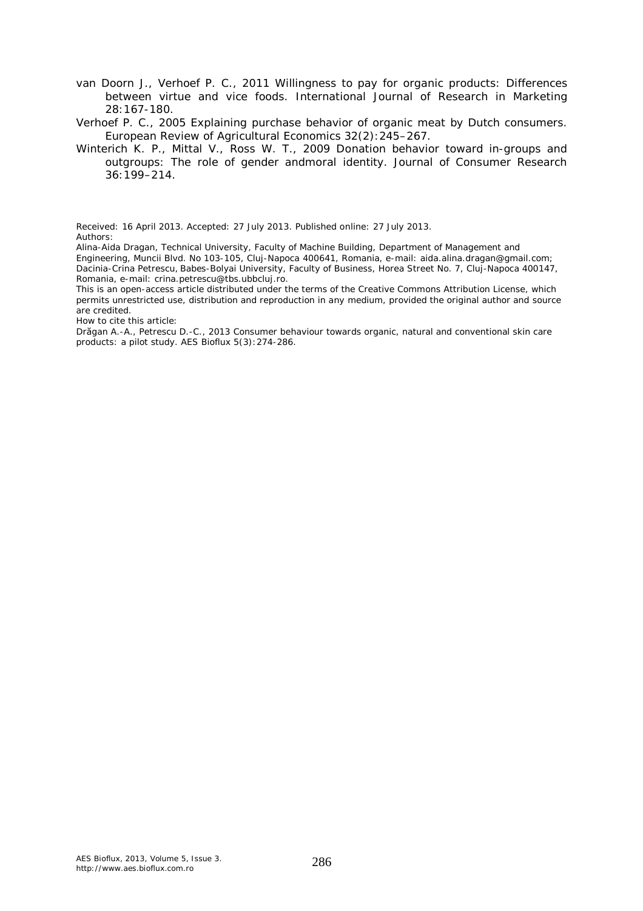van Doorn J., Verhoef P. C., 2011 Willingness to pay for organic products: Differences between virtue and vice foods. International Journal of Research in Marketing 28:167-180.

Verhoef P. C., 2005 Explaining purchase behavior of organic meat by Dutch consumers. European Review of Agricultural Economics 32(2):245–267.

Winterich K. P., Mittal V., Ross W. T., 2009 Donation behavior toward in-groups and outgroups: The role of gender andmoral identity. Journal of Consumer Research 36:199–214.

Received: 16 April 2013. Accepted: 27 July 2013. Published online: 27 July 2013.

Authors:

Alina-Aida Dragan, Technical University, Faculty of Machine Building, Department of Management and Engineering, Muncii Blvd. No 103-105, Cluj-Napoca 400641, Romania, e-mail: aida.alina.dragan@gmail.com;

Dacinia-Crina Petrescu, Babes-Bolyai University, Faculty of Business, Horea Street No. 7, Cluj-Napoca 400147, Romania, e-mail: crina.petrescu@tbs.ubbcluj.ro.

This is an open-access article distributed under the terms of the Creative Commons Attribution License, which permits unrestricted use, distribution and reproduction in any medium, provided the original author and source are credited.

How to cite this article:

Drăgan A.-A., Petrescu D.-C., 2013 Consumer behaviour towards organic, natural and conventional skin care products: a pilot study. AES Bioflux 5(3):274-286.